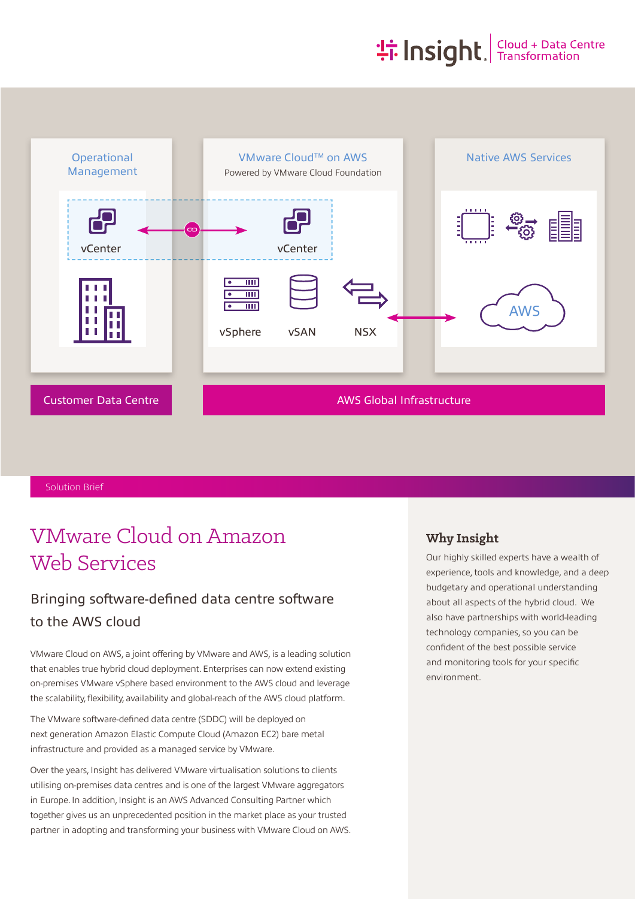Insight. Cloud + Data Centre Transformation

Operational Management

vCenter

VMware Cloud™ on AWS

Powered by VMware Cloud Foundation

vCenter

vSphere

vSAN

NSX

Native AWS Services

AWS

Customer Data Centre

AWS Global Infrastructure

Solution Brief

# VMware Cloud on Amazon Web Services

## Bringing software-defined data centre software to the AWS cloud

VMware Cloud on AWS, a joint offering by VMware and AWS, is a leading solution that enables true hybrid cloud deployment. Enterprises can now extend existing on-premises VMware vSphere based environment to the AWS cloud and leverage the scalability, flexibility, availability and global-reach of the AWS cloud platform.

The VMware software-defined data centre (SDDC) will be deployed on next generation Amazon Elastic Compute Cloud (Amazon EC2) bare metal infrastructure and provided as a managed service by VMware.

Over the years, Insight has delivered VMware virtualisation solutions to clients utilising on-premises data centres and is one of the largest VMware aggregators in Europe. In addition, Insight is an AWS Advanced Consulting Partner which together gives us an unprecedented position in the market place as your trusted partner in adopting and transforming your business with VMware Cloud on AWS.

### Why Insight

Our highly skilled experts have a wealth of experience, tools and knowledge, and a deep budgetary and operational understanding about all aspects of the hybrid cloud. We also have partnerships with world-leading technology companies, so you can be confident of the best possible service and monitoring tools for your specific environment.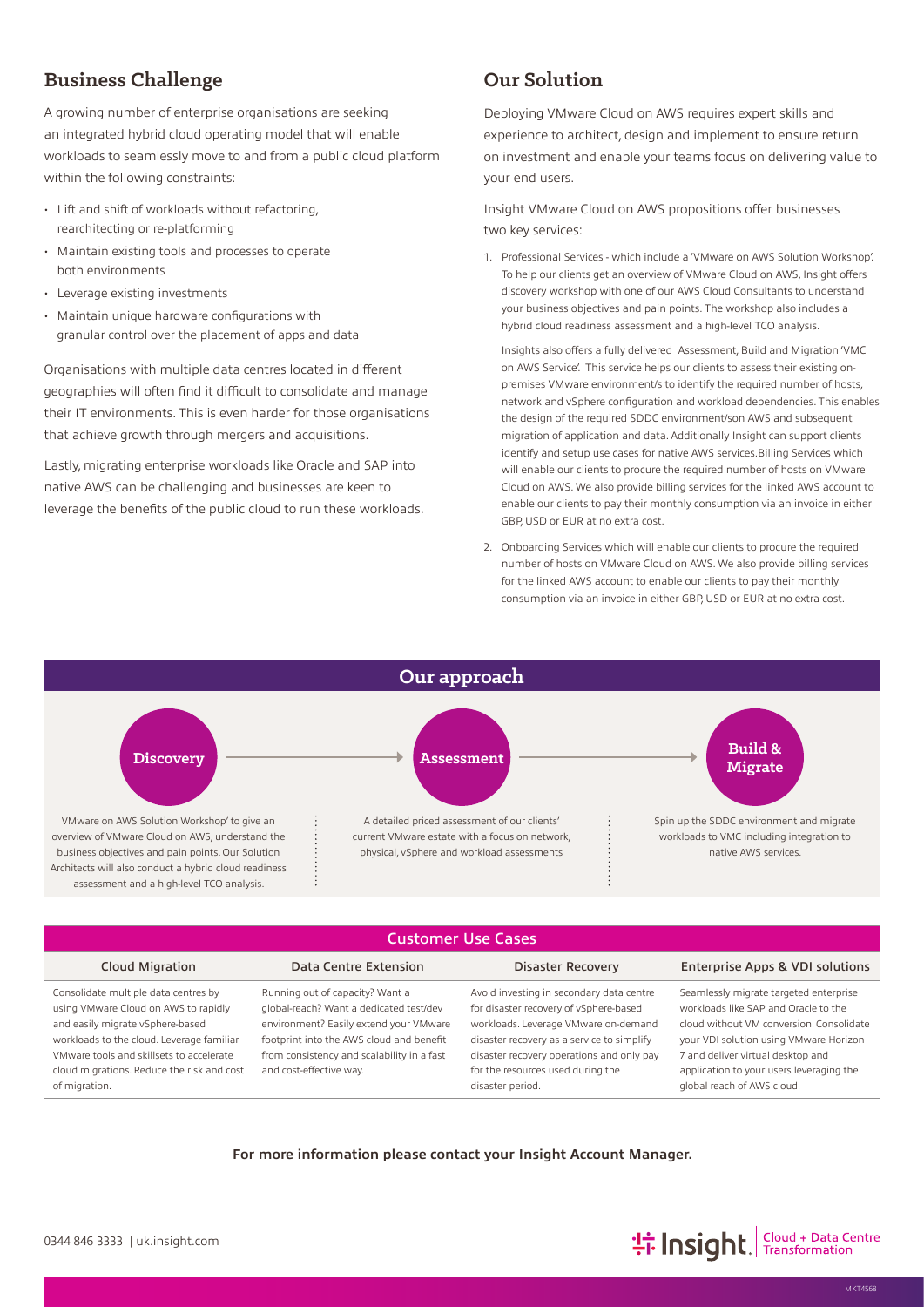## Business Challenge

A growing number of enterprise organisations are seeking an integrated hybrid cloud operating model that will enable workloads to seamlessly move to and from a public cloud platform within the following constraints:

- Lift and shift of workloads without refactoring, rearchitecting or re-platforming
- Maintain existing tools and processes to operate both environments
- Leverage existing investments
- Maintain unique hardware configurations with granular control over the placement of apps and data

Organisations with multiple data centres located in different geographies will often find it difficult to consolidate and manage their IT environments. This is even harder for those organisations that achieve growth through mergers and acquisitions.

Lastly, migrating enterprise workloads like Oracle and SAP into native AWS can be challenging and businesses are keen to leverage the benefits of the public cloud to run these workloads.

## Our Solution

Deploying VMware Cloud on AWS requires expert skills and experience to architect, design and implement to ensure return on investment and enable your teams focus on delivering value to your end users.

Insight VMware Cloud on AWS propositions offer businesses two key services:

1. Professional Services - which include a 'VMware on AWS Solution Workshop'. To help our clients get an overview of VMware Cloud on AWS, Insight offers discovery workshop with one of our AWS Cloud Consultants to understand your business objectives and pain points. The workshop also includes a hybrid cloud readiness assessment and a high-level TCO analysis.

   Insights also offers a fully delivered Assessment, Build and Migration 'VMC on AWS Service'. This service helps our clients to assess their existing on-premises VMware environment/s to identify the required number of hosts, network and vSphere configuration and workload dependencies. This enables the design of the required SDDC environment/son AWS and subsequent migration of application and data. Additionally Insight can support clients identify and setup use cases for native AWS services.Billing Services which will enable our clients to procure the required number of hosts on VMware Cloud on AWS. We also provide billing services for the linked AWS account to enable our clients to pay their monthly consumption via an invoice in either GBP, USD or EUR at no extra cost.

2. Onboarding Services which will enable our clients to procure the required number of hosts on VMware Cloud on AWS. We also provide billing services for the linked AWS account to enable our clients to pay their monthly consumption via an invoice in either GBP, USD or EUR at no extra cost.

## Our approach

**Discovery** → **Assessment** → **Build & Migrate**

**Discovery:** VMware on AWS Solution Workshop' to give an overview of VMware Cloud on AWS, understand the business objectives and pain points. Our Solution Architects will also conduct a hybrid cloud readiness assessment and a high-level TCO analysis.

**Assessment:** A detailed priced assessment of our clients' current VMware estate with a focus on network, physical, vSphere and workload assessments

**Build & Migrate:** Spin up the SDDC environment and migrate workloads to VMC including integration to native AWS services.

## Customer Use Cases

| Cloud Migration | Data Centre Extension | Disaster Recovery | Enterprise Apps & VDI solutions |
|---|---|---|---|
| Consolidate multiple data centres by using VMware Cloud on AWS to rapidly and easily migrate vSphere-based workloads to the cloud. Leverage familiar VMware tools and skillsets to accelerate cloud migrations. Reduce the risk and cost of migration. | Running out of capacity? Want a global-reach? Want a dedicated test/dev environment? Easily extend your VMware footprint into the AWS cloud and benefit from consistency and scalability in a fast and cost-effective way. | Avoid investing in secondary data centre for disaster recovery of vSphere-based workloads. Leverage VMware on-demand disaster recovery as a service to simplify disaster recovery operations and only pay for the resources used during the disaster period. | Seamlessly migrate targeted enterprise workloads like SAP and Oracle to the cloud without VM conversion. Consolidate your VDI solution using VMware Horizon 7 and deliver virtual desktop and application to your users leveraging the global reach of AWS cloud. |

**For more information please contact your Insight Account Manager.**

0344 846 3333 | uk.insight.com

Insight. Cloud + Data Centre Transformation

MKT4568